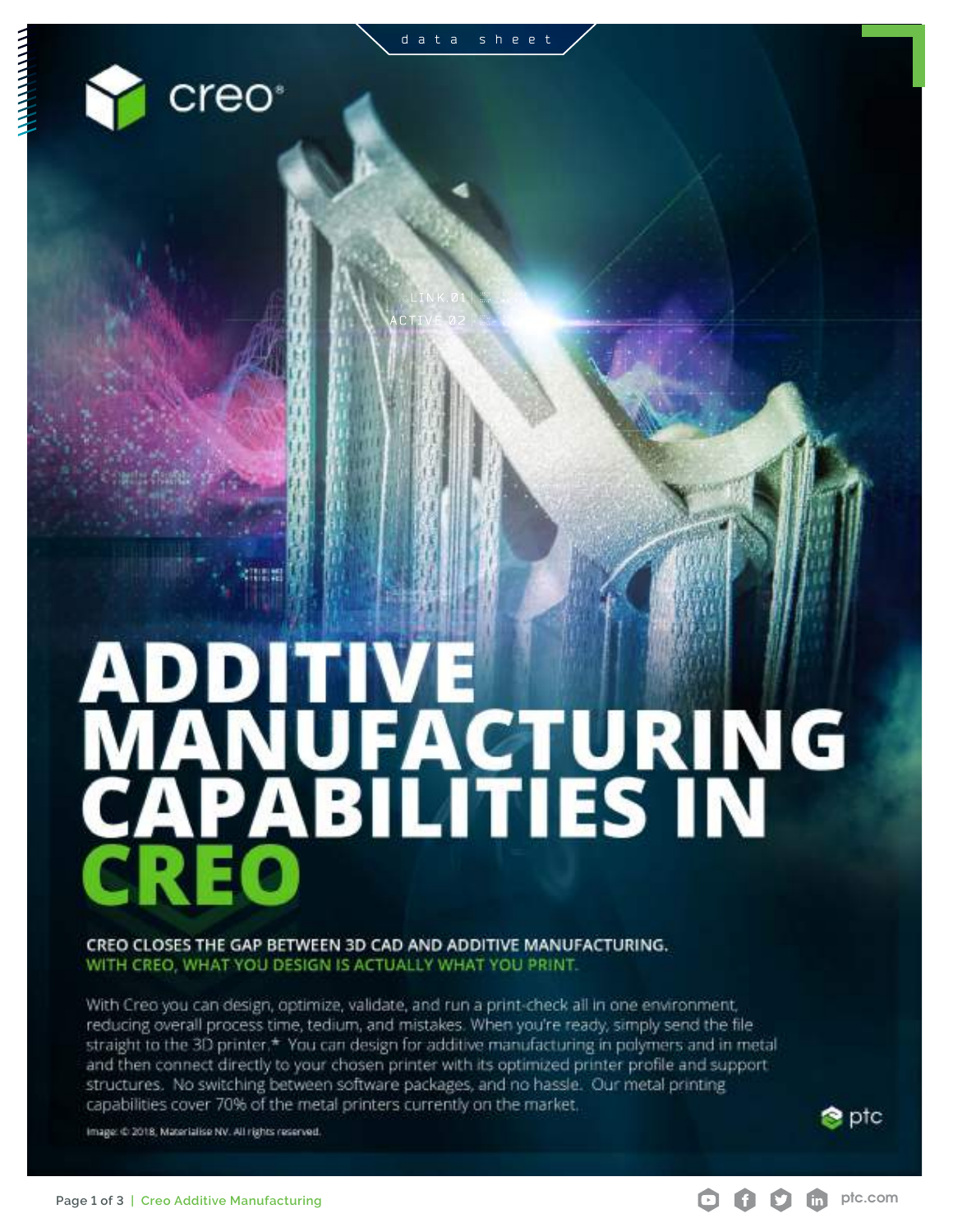data sheet

# ADDITIVE MANUFACTURING CAPABILITIES IN CREO

**CREO CLOSES THE GAP BETWEEN 3D CAD AND ADDITIVE MANUFACTURING.**
**WITH CREO, WHAT YOU DESIGN IS ACTUALLY WHAT YOU PRINT.**

With Creo you can design, optimize, validate, and run a print-check all in one environment, reducing overall process time, tedium, and mistakes. When you're ready, simply send the file straight to the 3D printer.* You can design for additive manufacturing in polymers and in metal and then connect directly to your chosen printer with its optimized printer profile and support structures. No switching between software packages, and no hassle. Our metal printing capabilities cover 70% of the metal printers currently on the market.

Image: © 2018, Materialise NV. All rights reserved.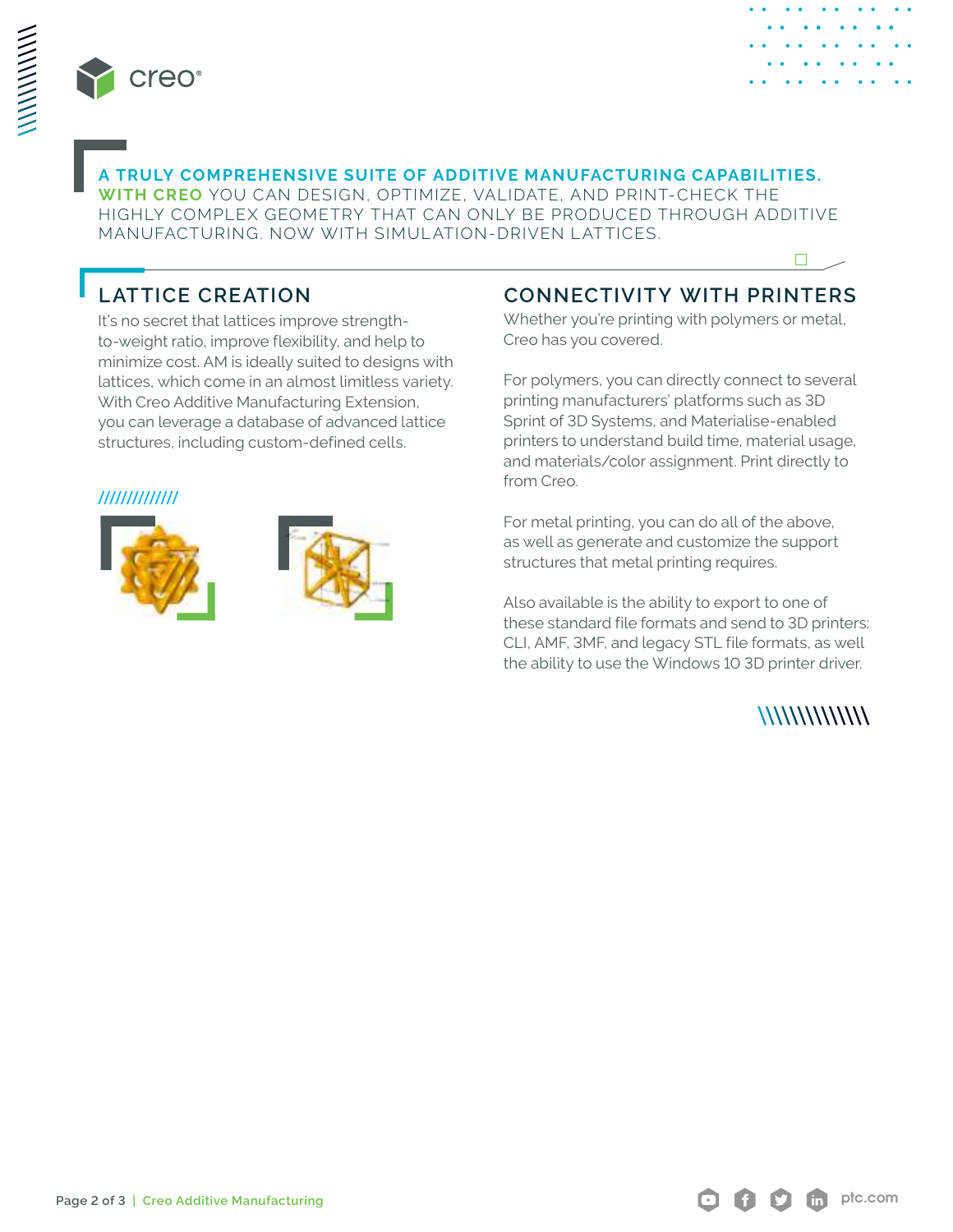**A TRULY COMPREHENSIVE SUITE OF ADDITIVE MANUFACTURING CAPABILITIES. WITH CREO** YOU CAN DESIGN, OPTIMIZE, VALIDATE, AND PRINT-CHECK THE HIGHLY COMPLEX GEOMETRY THAT CAN ONLY BE PRODUCED THROUGH ADDITIVE MANUFACTURING. NOW WITH SIMULATION-DRIVEN LATTICES.

## LATTICE CREATION

It's no secret that lattices improve strength-to-weight ratio, improve flexibility, and help to minimize cost. AM is ideally suited to designs with lattices, which come in an almost limitless variety. With Creo Additive Manufacturing Extension, you can leverage a database of advanced lattice structures, including custom-defined cells.

## CONNECTIVITY WITH PRINTERS

Whether you're printing with polymers or metal, Creo has you covered.

For polymers, you can directly connect to several printing manufacturers' platforms such as 3D Sprint of 3D Systems, and Materialise-enabled printers to understand build time, material usage, and materials/color assignment. Print directly to from Creo.

For metal printing, you can do all of the above, as well as generate and customize the support structures that metal printing requires.

Also available is the ability to export to one of these standard file formats and send to 3D printers: CLI, AMF, 3MF, and legacy STL file formats, as well the ability to use the Windows 10 3D printer driver.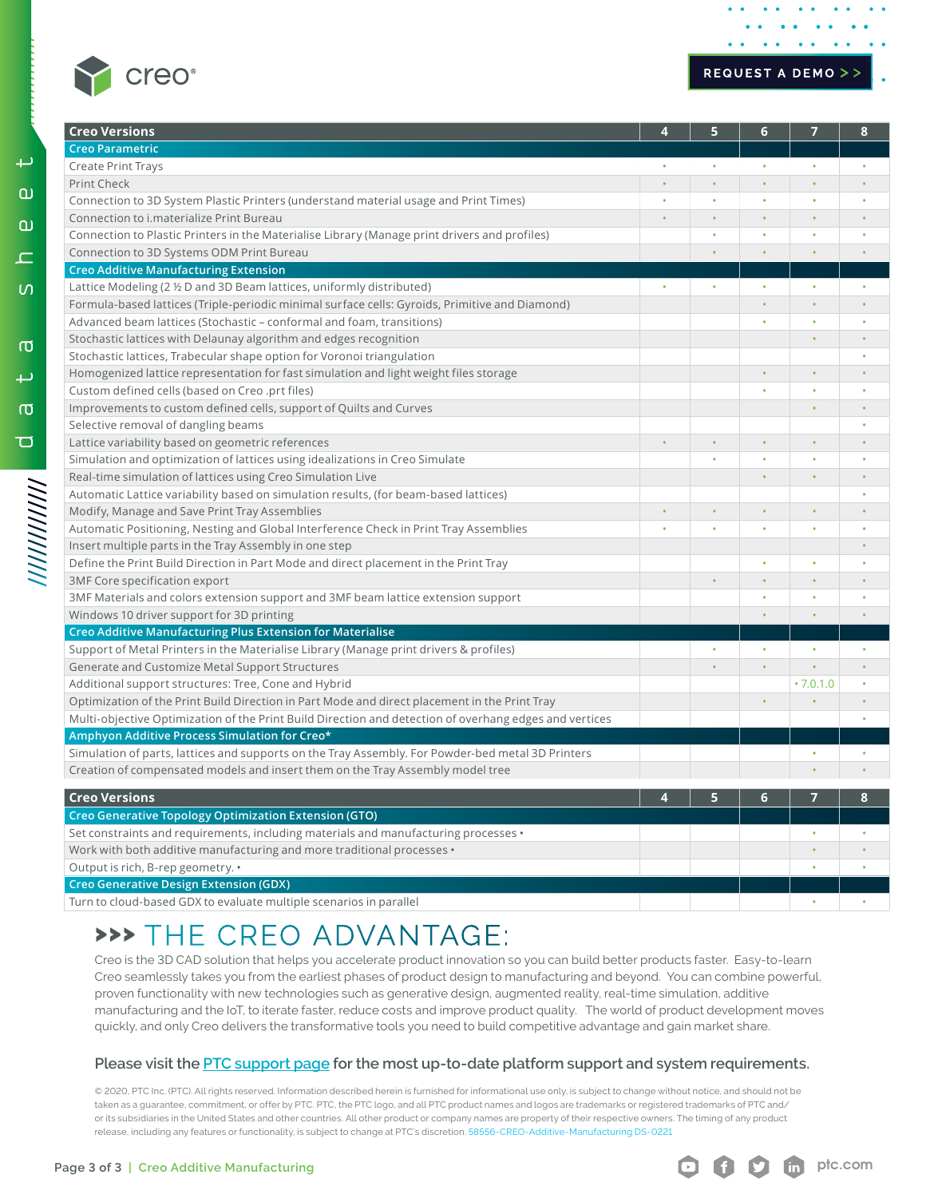| Creo Versions | 4 | 5 | 6 | 7 | 8 |
|---|---|---|---|---|---|
| **Creo Parametric** | | | | | |
| Create Print Trays | • | • | • | • | • |
| Print Check | • | • | • | • | • |
| Connection to 3D System Plastic Printers (understand material usage and Print Times) | • | • | • | • | • |
| Connection to i.materialize Print Bureau | • | • | • | • | • |
| Connection to Plastic Printers in the Materialise Library (Manage print drivers and profiles) | | • | • | • | • |
| Connection to 3D Systems ODM Print Bureau | | • | • | • | • |
| **Creo Additive Manufacturing Extension** | | | | | |
| Lattice Modeling (2 ½ D and 3D Beam lattices, uniformly distributed) | • | • | • | • | • |
| Formula-based lattices (Triple-periodic minimal surface cells: Gyroids, Primitive and Diamond) | | | • | • | • |
| Advanced beam lattices (Stochastic – conformal and foam, transitions) | | | • | • | • |
| Stochastic lattices with Delaunay algorithm and edges recognition | | | | • | • |
| Stochastic lattices, Trabecular shape option for Voronoi triangulation | | | | | • |
| Homogenized lattice representation for fast simulation and light weight files storage | | | • | • | • |
| Custom defined cells (based on Creo .prt files) | | | • | • | • |
| Improvements to custom defined cells, support of Quilts and Curves | | | | • | • |
| Selective removal of dangling beams | | | | | • |
| Lattice variability based on geometric references | • | • | • | • | • |
| Simulation and optimization of lattices using idealizations in Creo Simulate | | • | • | • | • |
| Real-time simulation of lattices using Creo Simulation Live | | | • | • | • |
| Automatic Lattice variability based on simulation results, (for beam-based lattices) | | | | | • |
| Modify, Manage and Save Print Tray Assemblies | • | • | • | • | • |
| Automatic Positioning, Nesting and Global Interference Check in Print Tray Assemblies | • | • | • | • | • |
| Insert multiple parts in the Tray Assembly in one step | | | | | • |
| Define the Print Build Direction in Part Mode and direct placement in the Print Tray | | | • | • | • |
| 3MF Core specification export | | • | • | • | • |
| 3MF Materials and colors extension support and 3MF beam lattice extension support | | | • | • | • |
| Windows 10 driver support for 3D printing | | | • | • | • |
| **Creo Additive Manufacturing Plus Extension for Materialise** | | | | | |
| Support of Metal Printers in the Materialise Library (Manage print drivers & profiles) | | • | • | • | • |
| Generate and Customize Metal Support Structures | | • | • | • | • |
| Additional support structures: Tree, Cone and Hybrid | | | | • 7.0.1.0 | • |
| Optimization of the Print Build Direction in Part Mode and direct placement in the Print Tray | | | • | • | • |
| Multi-objective Optimization of the Print Build Direction and detection of overhang edges and vertices | | | | | • |
| **Amphyon Additive Process Simulation for Creo*** | | | | | |
| Simulation of parts, lattices and supports on the Tray Assembly. For Powder-bed metal 3D Printers | | | | • | • |
| Creation of compensated models and insert them on the Tray Assembly model tree | | | | • | • |

| Creo Versions | 4 | 5 | 6 | 7 | 8 |
|---|---|---|---|---|---|
| **Creo Generative Topology Optimization Extension (GTO)** | | | | | |
| Set constraints and requirements, including materials and manufacturing processes • | | | | • | • |
| Work with both additive manufacturing and more traditional processes • | | | | • | • |
| Output is rich, B-rep geometry. • | | | | • | • |
| **Creo Generative Design Extension (GDX)** | | | | | |
| Turn to cloud-based GDX to evaluate multiple scenarios in parallel | | | | • | • |

# >>> THE CREO ADVANTAGE:

Creo is the 3D CAD solution that helps you accelerate product innovation so you can build better products faster. Easy-to-learn Creo seamlessly takes you from the earliest phases of product design to manufacturing and beyond. You can combine powerful, proven functionality with new technologies such as generative design, augmented reality, real-time simulation, additive manufacturing and the IoT, to iterate faster, reduce costs and improve product quality. The world of product development moves quickly, and only Creo delivers the transformative tools you need to build competitive advantage and gain market share.

**Please visit the PTC support page for the most up-to-date platform support and system requirements.**

© 2020, PTC Inc. (PTC). All rights reserved. Information described herein is furnished for informational use only, is subject to change without notice, and should not be taken as a guarantee, commitment, or offer by PTC. PTC, the PTC logo, and all PTC product names and logos are trademarks or registered trademarks of PTC and/or its subsidiaries in the United States and other countries. All other product or company names are property of their respective owners. The timing of any product release, including any features or functionality, is subject to change at PTC's discretion. 58556-CREO-Additive-Manufacturing DS-0221